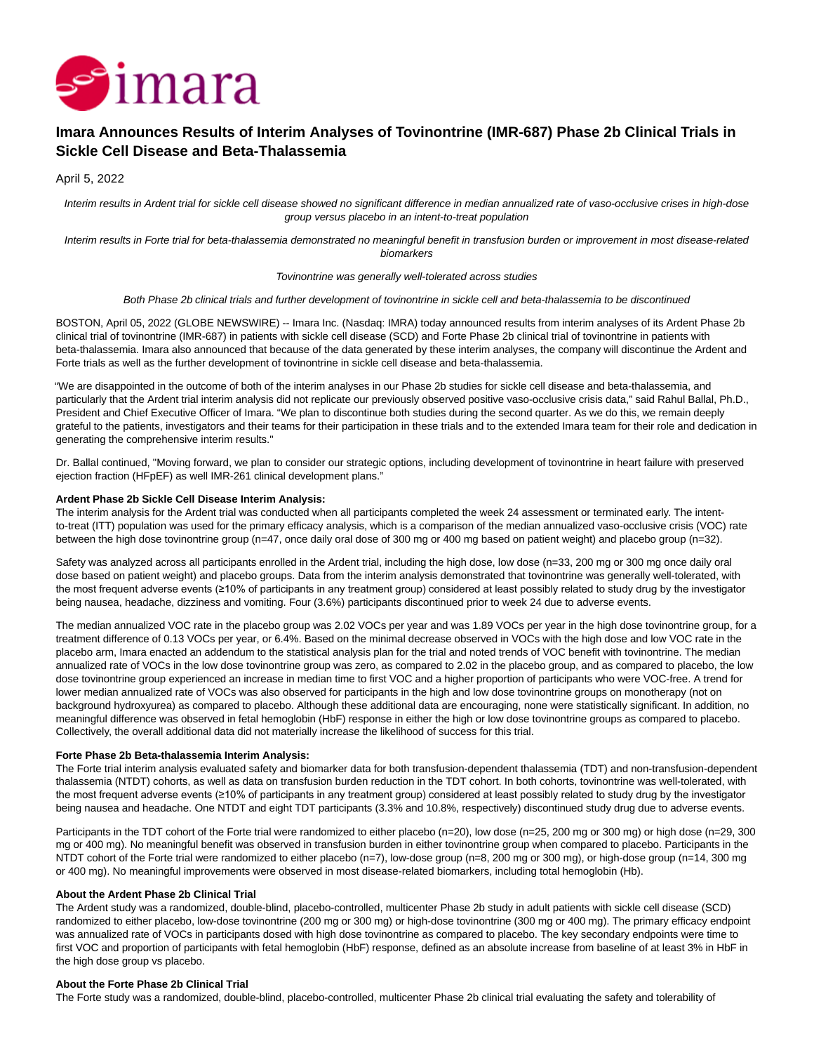# Imara Announces Results of Interim Analyses of Tovinontrine (IMR-687) Phase 2b Clinical Trials in Sickle Cell Disease and Beta-Thalassemia

April 5, 2022

*Interim results in Ardent trial for sickle cell disease showed no significant difference in median annualized rate of vaso-occlusive crises in high-dose group versus placebo in an intent-to-treat population*

*Interim results in Forte trial for beta-thalassemia demonstrated no meaningful benefit in transfusion burden or improvement in most disease-related biomarkers*

*Tovinontrine was generally well-tolerated across studies*

*Both Phase 2b clinical trials and further development of tovinontrine in sickle cell and beta-thalassemia to be discontinued*

BOSTON, April 05, 2022 (GLOBE NEWSWIRE) -- Imara Inc. (Nasdaq: IMRA) today announced results from interim analyses of its Ardent Phase 2b clinical trial of tovinontrine (IMR-687) in patients with sickle cell disease (SCD) and Forte Phase 2b clinical trial of tovinontrine in patients with beta-thalassemia. Imara also announced that because of the data generated by these interim analyses, the company will discontinue the Ardent and Forte trials as well as the further development of tovinontrine in sickle cell disease and beta-thalassemia.

"We are disappointed in the outcome of both of the interim analyses in our Phase 2b studies for sickle cell disease and beta-thalassemia, and particularly that the Ardent trial interim analysis did not replicate our previously observed positive vaso-occlusive crisis data," said Rahul Ballal, Ph.D., President and Chief Executive Officer of Imara. "We plan to discontinue both studies during the second quarter. As we do this, we remain deeply grateful to the patients, investigators and their teams for their participation in these trials and to the extended Imara team for their role and dedication in generating the comprehensive interim results."

Dr. Ballal continued, "Moving forward, we plan to consider our strategic options, including development of tovinontrine in heart failure with preserved ejection fraction (HFpEF) as well IMR-261 clinical development plans."

**Ardent Phase 2b Sickle Cell Disease Interim Analysis:**
The interim analysis for the Ardent trial was conducted when all participants completed the week 24 assessment or terminated early. The intent-to-treat (ITT) population was used for the primary efficacy analysis, which is a comparison of the median annualized vaso-occlusive crisis (VOC) rate between the high dose tovinontrine group (n=47, once daily oral dose of 300 mg or 400 mg based on patient weight) and placebo group (n=32).

Safety was analyzed across all participants enrolled in the Ardent trial, including the high dose, low dose (n=33, 200 mg or 300 mg once daily oral dose based on patient weight) and placebo groups. Data from the interim analysis demonstrated that tovinontrine was generally well-tolerated, with the most frequent adverse events (≥10% of participants in any treatment group) considered at least possibly related to study drug by the investigator being nausea, headache, dizziness and vomiting. Four (3.6%) participants discontinued prior to week 24 due to adverse events.

The median annualized VOC rate in the placebo group was 2.02 VOCs per year and was 1.89 VOCs per year in the high dose tovinontrine group, for a treatment difference of 0.13 VOCs per year, or 6.4%. Based on the minimal decrease observed in VOCs with the high dose and low VOC rate in the placebo arm, Imara enacted an addendum to the statistical analysis plan for the trial and noted trends of VOC benefit with tovinontrine. The median annualized rate of VOCs in the low dose tovinontrine group was zero, as compared to 2.02 in the placebo group, and as compared to placebo, the low dose tovinontrine group experienced an increase in median time to first VOC and a higher proportion of participants who were VOC-free. A trend for lower median annualized rate of VOCs was also observed for participants in the high and low dose tovinontrine groups on monotherapy (not on background hydroxyurea) as compared to placebo. Although these additional data are encouraging, none were statistically significant. In addition, no meaningful difference was observed in fetal hemoglobin (HbF) response in either the high or low dose tovinontrine groups as compared to placebo. Collectively, the overall additional data did not materially increase the likelihood of success for this trial.

**Forte Phase 2b Beta-thalassemia Interim Analysis:**
The Forte trial interim analysis evaluated safety and biomarker data for both transfusion-dependent thalassemia (TDT) and non-transfusion-dependent thalassemia (NTDT) cohorts, as well as data on transfusion burden reduction in the TDT cohort. In both cohorts, tovinontrine was well-tolerated, with the most frequent adverse events (≥10% of participants in any treatment group) considered at least possibly related to study drug by the investigator being nausea and headache. One NTDT and eight TDT participants (3.3% and 10.8%, respectively) discontinued study drug due to adverse events.

Participants in the TDT cohort of the Forte trial were randomized to either placebo (n=20), low dose (n=25, 200 mg or 300 mg) or high dose (n=29, 300 mg or 400 mg). No meaningful benefit was observed in transfusion burden in either tovinontrine group when compared to placebo. Participants in the NTDT cohort of the Forte trial were randomized to either placebo (n=7), low-dose group (n=8, 200 mg or 300 mg), or high-dose group (n=14, 300 mg or 400 mg). No meaningful improvements were observed in most disease-related biomarkers, including total hemoglobin (Hb).

**About the Ardent Phase 2b Clinical Trial**
The Ardent study was a randomized, double-blind, placebo-controlled, multicenter Phase 2b study in adult patients with sickle cell disease (SCD) randomized to either placebo, low-dose tovinontrine (200 mg or 300 mg) or high-dose tovinontrine (300 mg or 400 mg). The primary efficacy endpoint was annualized rate of VOCs in participants dosed with high dose tovinontrine as compared to placebo. The key secondary endpoints were time to first VOC and proportion of participants with fetal hemoglobin (HbF) response, defined as an absolute increase from baseline of at least 3% in HbF in the high dose group vs placebo.

**About the Forte Phase 2b Clinical Trial**
The Forte study was a randomized, double-blind, placebo-controlled, multicenter Phase 2b clinical trial evaluating the safety and tolerability of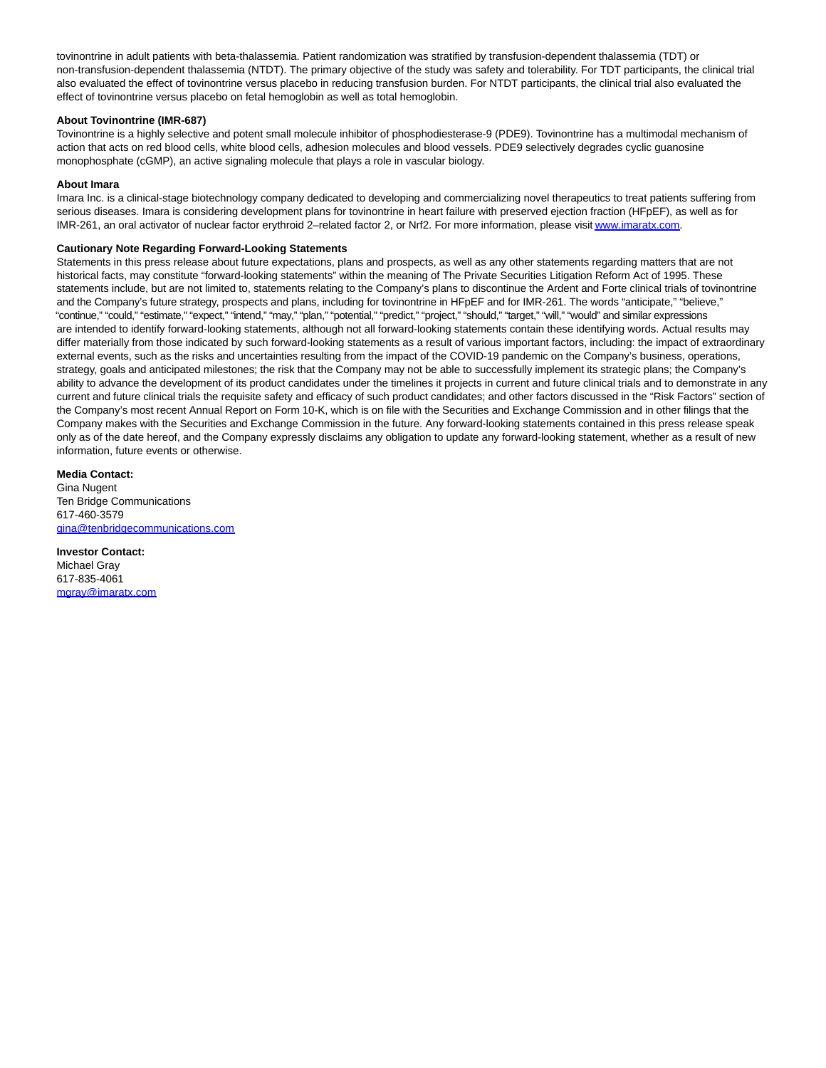tovinontrine in adult patients with beta-thalassemia. Patient randomization was stratified by transfusion-dependent thalassemia (TDT) or non-transfusion-dependent thalassemia (NTDT). The primary objective of the study was safety and tolerability. For TDT participants, the clinical trial also evaluated the effect of tovinontrine versus placebo in reducing transfusion burden. For NTDT participants, the clinical trial also evaluated the effect of tovinontrine versus placebo on fetal hemoglobin as well as total hemoglobin.

**About Tovinontrine (IMR-687)**
Tovinontrine is a highly selective and potent small molecule inhibitor of phosphodiesterase-9 (PDE9). Tovinontrine has a multimodal mechanism of action that acts on red blood cells, white blood cells, adhesion molecules and blood vessels. PDE9 selectively degrades cyclic guanosine monophosphate (cGMP), an active signaling molecule that plays a role in vascular biology.

**About Imara**
Imara Inc. is a clinical-stage biotechnology company dedicated to developing and commercializing novel therapeutics to treat patients suffering from serious diseases. Imara is considering development plans for tovinontrine in heart failure with preserved ejection fraction (HFpEF), as well as for IMR-261, an oral activator of nuclear factor erythroid 2–related factor 2, or Nrf2. For more information, please visit www.imaratx.com.

**Cautionary Note Regarding Forward-Looking Statements**
Statements in this press release about future expectations, plans and prospects, as well as any other statements regarding matters that are not historical facts, may constitute "forward-looking statements" within the meaning of The Private Securities Litigation Reform Act of 1995. These statements include, but are not limited to, statements relating to the Company's plans to discontinue the Ardent and Forte clinical trials of tovinontrine and the Company's future strategy, prospects and plans, including for tovinontrine in HFpEF and for IMR-261. The words "anticipate," "believe," "continue," "could," "estimate," "expect," "intend," "may," "plan," "potential," "predict," "project," "should," "target," "will," "would" and similar expressions are intended to identify forward-looking statements, although not all forward-looking statements contain these identifying words. Actual results may differ materially from those indicated by such forward-looking statements as a result of various important factors, including: the impact of extraordinary external events, such as the risks and uncertainties resulting from the impact of the COVID-19 pandemic on the Company's business, operations, strategy, goals and anticipated milestones; the risk that the Company may not be able to successfully implement its strategic plans; the Company's ability to advance the development of its product candidates under the timelines it projects in current and future clinical trials and to demonstrate in any current and future clinical trials the requisite safety and efficacy of such product candidates; and other factors discussed in the "Risk Factors" section of the Company's most recent Annual Report on Form 10-K, which is on file with the Securities and Exchange Commission and in other filings that the Company makes with the Securities and Exchange Commission in the future. Any forward-looking statements contained in this press release speak only as of the date hereof, and the Company expressly disclaims any obligation to update any forward-looking statement, whether as a result of new information, future events or otherwise.

**Media Contact:**
Gina Nugent
Ten Bridge Communications
617-460-3579
gina@tenbridgecommunications.com

**Investor Contact:**
Michael Gray
617-835-4061
mgray@imaratx.com